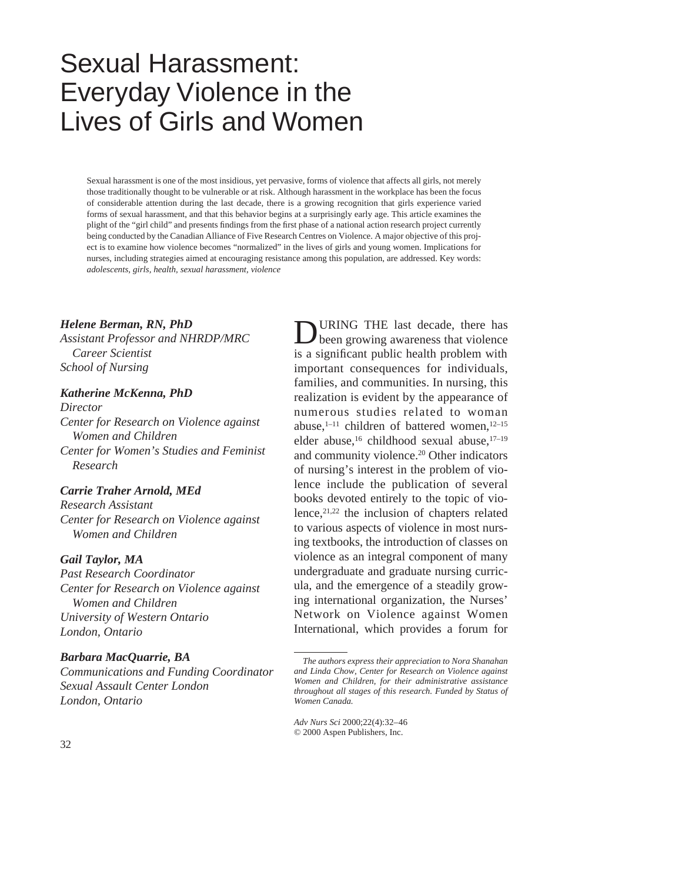# Sexual Harassment: Everyday Violence in the Lives of Girls and Women

Sexual harassment is one of the most insidious, yet pervasive, forms of violence that affects all girls, not merely those traditionally thought to be vulnerable or at risk. Although harassment in the workplace has been the focus of considerable attention during the last decade, there is a growing recognition that girls experience varied forms of sexual harassment, and that this behavior begins at a surprisingly early age. This article examines the plight of the "girl child" and presents findings from the first phase of a national action research project currently being conducted by the Canadian Alliance of Five Research Centres on Violence. A major objective of this project is to examine how violence becomes "normalized" in the lives of girls and young women. Implications for nurses, including strategies aimed at encouraging resistance among this population, are addressed. Key words: *adolescents, girls, health, sexual harassment, violence*

***Helene Berman, RN, PhD***
*Assistant Professor and NHRDP/MRC Career Scientist*
*School of Nursing*

***Katherine McKenna, PhD***
*Director*
*Center for Research on Violence against Women and Children*
*Center for Women's Studies and Feminist Research*

***Carrie Traher Arnold, MEd***
*Research Assistant*
*Center for Research on Violence against Women and Children*

***Gail Taylor, MA***
*Past Research Coordinator*
*Center for Research on Violence against Women and Children*
*University of Western Ontario*
*London, Ontario*

***Barbara MacQuarrie, BA***
*Communications and Funding Coordinator*
*Sexual Assault Center London*
*London, Ontario*

DURING THE last decade, there has been growing awareness that violence is a significant public health problem with important consequences for individuals, families, and communities. In nursing, this realization is evident by the appearance of numerous studies related to woman abuse,[1–11] children of battered women,[12–15] elder abuse,[16] childhood sexual abuse,[17–19] and community violence.[20] Other indicators of nursing's interest in the problem of violence include the publication of several books devoted entirely to the topic of violence,[21,22] the inclusion of chapters related to various aspects of violence in most nursing textbooks, the introduction of classes on violence as an integral component of many undergraduate and graduate nursing curricula, and the emergence of a steadily growing international organization, the Nurses' Network on Violence against Women International, which provides a forum for

*The authors express their appreciation to Nora Shanahan and Linda Chow, Center for Research on Violence against Women and Children, for their administrative assistance throughout all stages of this research. Funded by Status of Women Canada.*

*Adv Nurs Sci* 2000;22(4):32–46
© 2000 Aspen Publishers, Inc.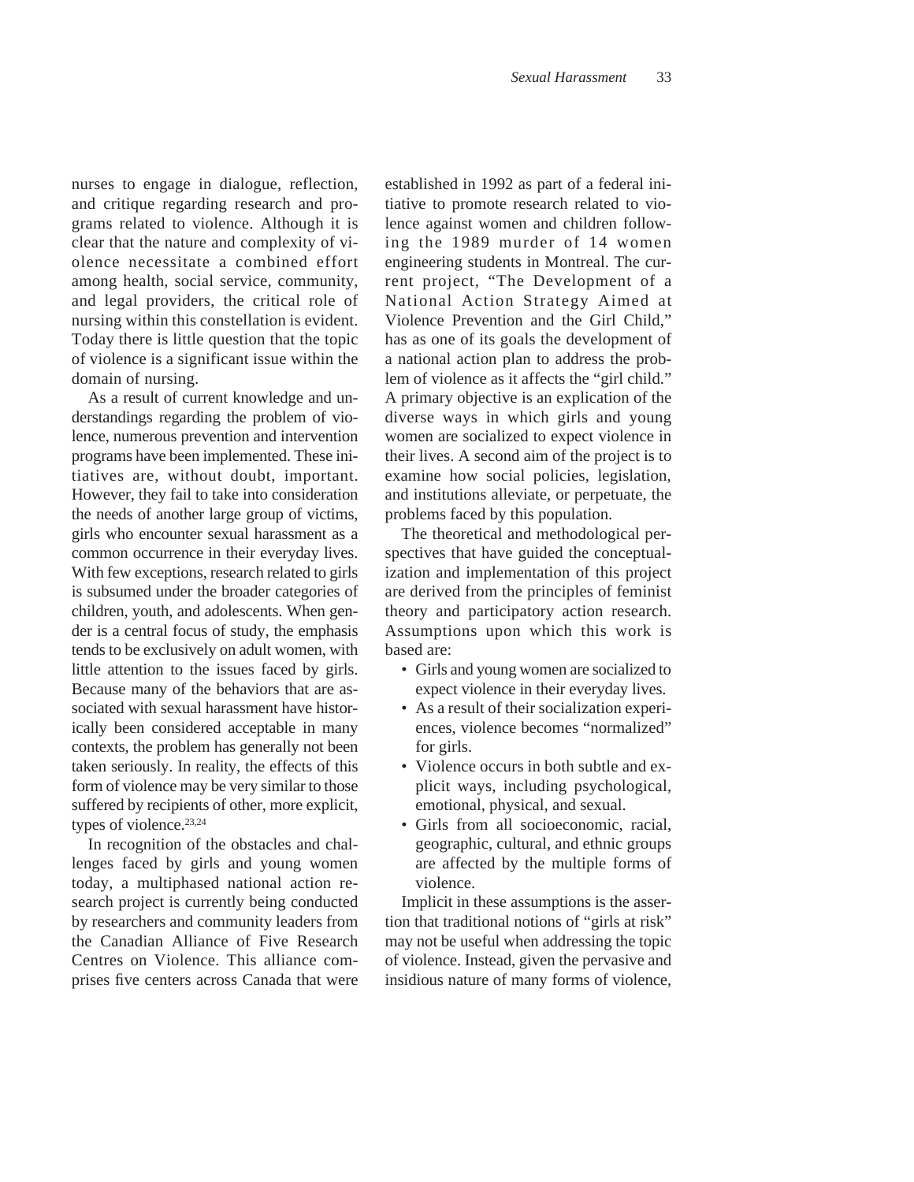nurses to engage in dialogue, reflection, and critique regarding research and programs related to violence. Although it is clear that the nature and complexity of violence necessitate a combined effort among health, social service, community, and legal providers, the critical role of nursing within this constellation is evident. Today there is little question that the topic of violence is a significant issue within the domain of nursing.

As a result of current knowledge and understandings regarding the problem of violence, numerous prevention and intervention programs have been implemented. These initiatives are, without doubt, important. However, they fail to take into consideration the needs of another large group of victims, girls who encounter sexual harassment as a common occurrence in their everyday lives. With few exceptions, research related to girls is subsumed under the broader categories of children, youth, and adolescents. When gender is a central focus of study, the emphasis tends to be exclusively on adult women, with little attention to the issues faced by girls. Because many of the behaviors that are associated with sexual harassment have historically been considered acceptable in many contexts, the problem has generally not been taken seriously. In reality, the effects of this form of violence may be very similar to those suffered by recipients of other, more explicit, types of violence.[23,24]

In recognition of the obstacles and challenges faced by girls and young women today, a multiphased national action research project is currently being conducted by researchers and community leaders from the Canadian Alliance of Five Research Centres on Violence. This alliance comprises five centers across Canada that were established in 1992 as part of a federal initiative to promote research related to violence against women and children following the 1989 murder of 14 women engineering students in Montreal. The current project, "The Development of a National Action Strategy Aimed at Violence Prevention and the Girl Child," has as one of its goals the development of a national action plan to address the problem of violence as it affects the "girl child." A primary objective is an explication of the diverse ways in which girls and young women are socialized to expect violence in their lives. A second aim of the project is to examine how social policies, legislation, and institutions alleviate, or perpetuate, the problems faced by this population.

The theoretical and methodological perspectives that have guided the conceptualization and implementation of this project are derived from the principles of feminist theory and participatory action research. Assumptions upon which this work is based are:

- Girls and young women are socialized to expect violence in their everyday lives.
- As a result of their socialization experiences, violence becomes "normalized" for girls.
- Violence occurs in both subtle and explicit ways, including psychological, emotional, physical, and sexual.
- Girls from all socioeconomic, racial, geographic, cultural, and ethnic groups are affected by the multiple forms of violence.

Implicit in these assumptions is the assertion that traditional notions of "girls at risk" may not be useful when addressing the topic of violence. Instead, given the pervasive and insidious nature of many forms of violence,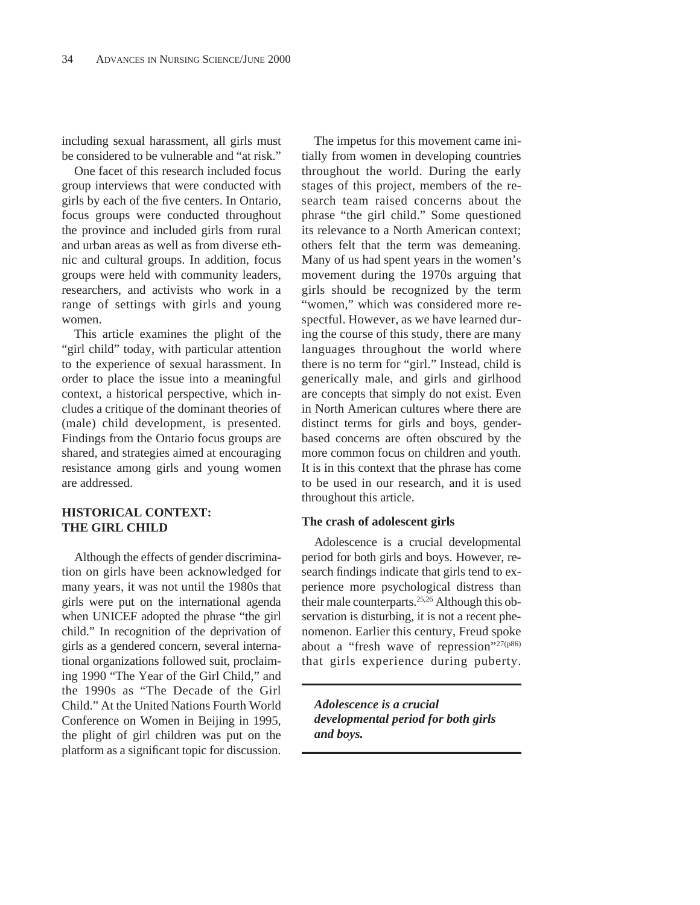including sexual harassment, all girls must be considered to be vulnerable and "at risk."

One facet of this research included focus group interviews that were conducted with girls by each of the five centers. In Ontario, focus groups were conducted throughout the province and included girls from rural and urban areas as well as from diverse ethnic and cultural groups. In addition, focus groups were held with community leaders, researchers, and activists who work in a range of settings with girls and young women.

This article examines the plight of the "girl child" today, with particular attention to the experience of sexual harassment. In order to place the issue into a meaningful context, a historical perspective, which includes a critique of the dominant theories of (male) child development, is presented. Findings from the Ontario focus groups are shared, and strategies aimed at encouraging resistance among girls and young women are addressed.

## HISTORICAL CONTEXT: THE GIRL CHILD

Although the effects of gender discrimination on girls have been acknowledged for many years, it was not until the 1980s that girls were put on the international agenda when UNICEF adopted the phrase "the girl child." In recognition of the deprivation of girls as a gendered concern, several international organizations followed suit, proclaiming 1990 "The Year of the Girl Child," and the 1990s as "The Decade of the Girl Child." At the United Nations Fourth World Conference on Women in Beijing in 1995, the plight of girl children was put on the platform as a significant topic for discussion.

The impetus for this movement came initially from women in developing countries throughout the world. During the early stages of this project, members of the research team raised concerns about the phrase "the girl child." Some questioned its relevance to a North American context; others felt that the term was demeaning. Many of us had spent years in the women's movement during the 1970s arguing that girls should be recognized by the term "women," which was considered more respectful. However, as we have learned during the course of this study, there are many languages throughout the world where there is no term for "girl." Instead, child is generically male, and girls and girlhood are concepts that simply do not exist. Even in North American cultures where there are distinct terms for girls and boys, gender-based concerns are often obscured by the more common focus on children and youth. It is in this context that the phrase has come to be used in our research, and it is used throughout this article.

### The crash of adolescent girls

Adolescence is a crucial developmental period for both girls and boys. However, research findings indicate that girls tend to experience more psychological distress than their male counterparts.[25,26] Although this observation is disturbing, it is not a recent phenomenon. Earlier this century, Freud spoke about a "fresh wave of repression"[27(p86)] that girls experience during puberty.

***Adolescence is a crucial developmental period for both girls and boys.***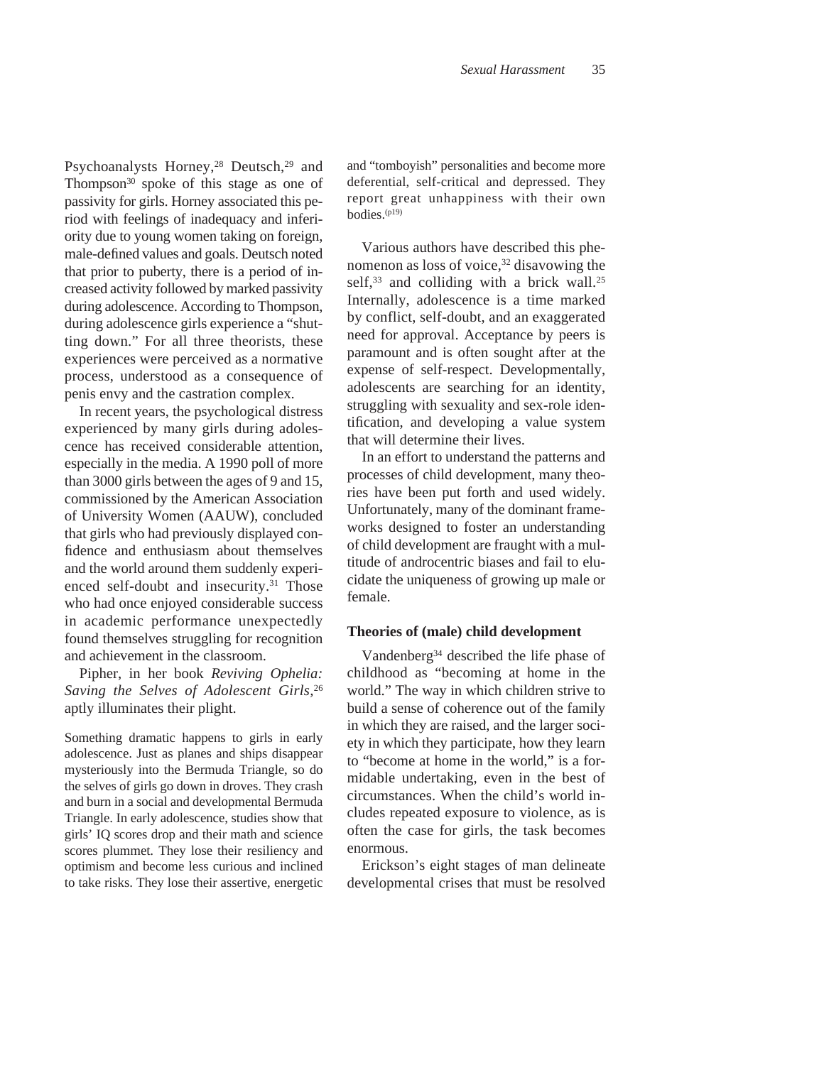Psychoanalysts Horney,[28] Deutsch,[29] and Thompson[30] spoke of this stage as one of passivity for girls. Horney associated this period with feelings of inadequacy and inferiority due to young women taking on foreign, male-defined values and goals. Deutsch noted that prior to puberty, there is a period of increased activity followed by marked passivity during adolescence. According to Thompson, during adolescence girls experience a "shutting down." For all three theorists, these experiences were perceived as a normative process, understood as a consequence of penis envy and the castration complex.

In recent years, the psychological distress experienced by many girls during adolescence has received considerable attention, especially in the media. A 1990 poll of more than 3000 girls between the ages of 9 and 15, commissioned by the American Association of University Women (AAUW), concluded that girls who had previously displayed confidence and enthusiasm about themselves and the world around them suddenly experienced self-doubt and insecurity.[31] Those who had once enjoyed considerable success in academic performance unexpectedly found themselves struggling for recognition and achievement in the classroom.

Pipher, in her book *Reviving Ophelia: Saving the Selves of Adolescent Girls*,[26] aptly illuminates their plight.

> Something dramatic happens to girls in early adolescence. Just as planes and ships disappear mysteriously into the Bermuda Triangle, so do the selves of girls go down in droves. They crash and burn in a social and developmental Bermuda Triangle. In early adolescence, studies show that girls' IQ scores drop and their math and science scores plummet. They lose their resiliency and optimism and become less curious and inclined to take risks. They lose their assertive, energetic and "tomboyish" personalities and become more deferential, self-critical and depressed. They report great unhappiness with their own bodies.[(p19)]

Various authors have described this phenomenon as loss of voice,[32] disavowing the self,[33] and colliding with a brick wall.[25] Internally, adolescence is a time marked by conflict, self-doubt, and an exaggerated need for approval. Acceptance by peers is paramount and is often sought after at the expense of self-respect. Developmentally, adolescents are searching for an identity, struggling with sexuality and sex-role identification, and developing a value system that will determine their lives.

In an effort to understand the patterns and processes of child development, many theories have been put forth and used widely. Unfortunately, many of the dominant frameworks designed to foster an understanding of child development are fraught with a multitude of androcentric biases and fail to elucidate the uniqueness of growing up male or female.

### Theories of (male) child development

Vandenberg[34] described the life phase of childhood as "becoming at home in the world." The way in which children strive to build a sense of coherence out of the family in which they are raised, and the larger society in which they participate, how they learn to "become at home in the world," is a formidable undertaking, even in the best of circumstances. When the child's world includes repeated exposure to violence, as is often the case for girls, the task becomes enormous.

Erickson's eight stages of man delineate developmental crises that must be resolved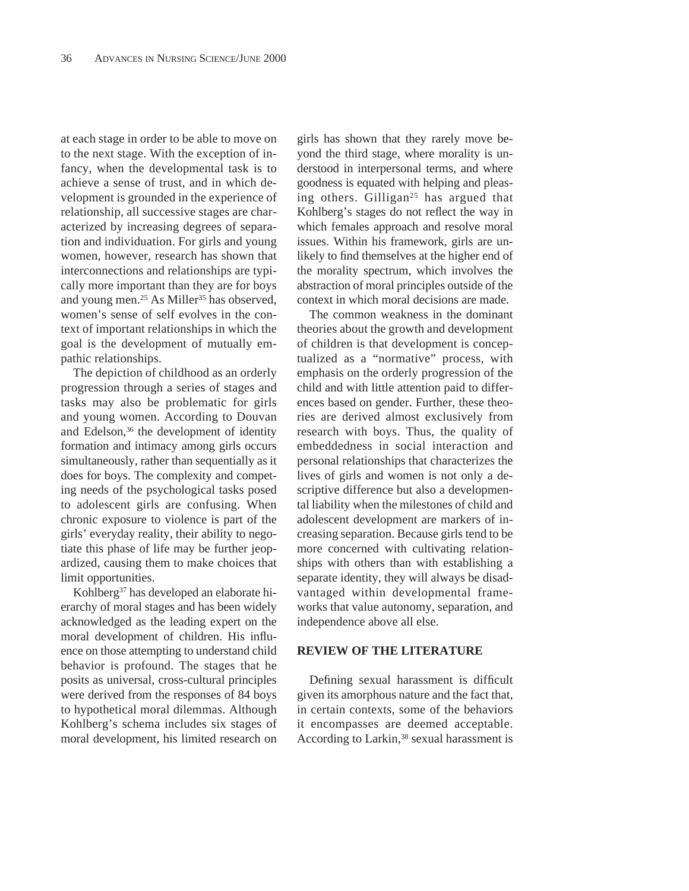at each stage in order to be able to move on to the next stage. With the exception of infancy, when the developmental task is to achieve a sense of trust, and in which development is grounded in the experience of relationship, all successive stages are characterized by increasing degrees of separation and individuation. For girls and young women, however, research has shown that interconnections and relationships are typically more important than they are for boys and young men.[25] As Miller[35] has observed, women's sense of self evolves in the context of important relationships in which the goal is the development of mutually empathic relationships.

The depiction of childhood as an orderly progression through a series of stages and tasks may also be problematic for girls and young women. According to Douvan and Edelson,[36] the development of identity formation and intimacy among girls occurs simultaneously, rather than sequentially as it does for boys. The complexity and competing needs of the psychological tasks posed to adolescent girls are confusing. When chronic exposure to violence is part of the girls' everyday reality, their ability to negotiate this phase of life may be further jeopardized, causing them to make choices that limit opportunities.

Kohlberg[37] has developed an elaborate hierarchy of moral stages and has been widely acknowledged as the leading expert on the moral development of children. His influence on those attempting to understand child behavior is profound. The stages that he posits as universal, cross-cultural principles were derived from the responses of 84 boys to hypothetical moral dilemmas. Although Kohlberg's schema includes six stages of moral development, his limited research on girls has shown that they rarely move beyond the third stage, where morality is understood in interpersonal terms, and where goodness is equated with helping and pleasing others. Gilligan[25] has argued that Kohlberg's stages do not reflect the way in which females approach and resolve moral issues. Within his framework, girls are unlikely to find themselves at the higher end of the morality spectrum, which involves the abstraction of moral principles outside of the context in which moral decisions are made.

The common weakness in the dominant theories about the growth and development of children is that development is conceptualized as a "normative" process, with emphasis on the orderly progression of the child and with little attention paid to differences based on gender. Further, these theories are derived almost exclusively from research with boys. Thus, the quality of embeddedness in social interaction and personal relationships that characterizes the lives of girls and women is not only a descriptive difference but also a developmental liability when the milestones of child and adolescent development are markers of increasing separation. Because girls tend to be more concerned with cultivating relationships with others than with establishing a separate identity, they will always be disadvantaged within developmental frameworks that value autonomy, separation, and independence above all else.

## REVIEW OF THE LITERATURE

Defining sexual harassment is difficult given its amorphous nature and the fact that, in certain contexts, some of the behaviors it encompasses are deemed acceptable. According to Larkin,[38] sexual harassment is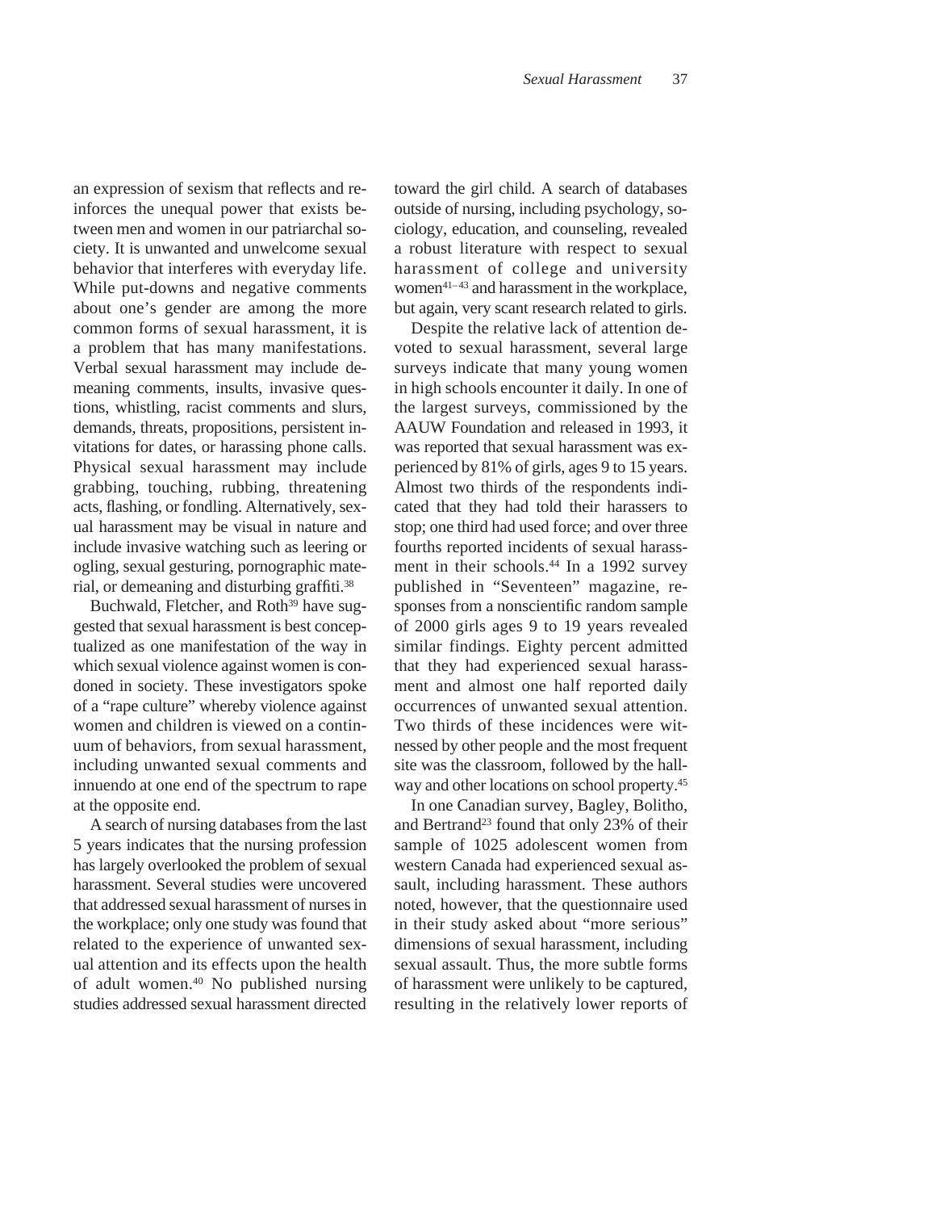an expression of sexism that reflects and reinforces the unequal power that exists between men and women in our patriarchal society. It is unwanted and unwelcome sexual behavior that interferes with everyday life. While put-downs and negative comments about one's gender are among the more common forms of sexual harassment, it is a problem that has many manifestations. Verbal sexual harassment may include demeaning comments, insults, invasive questions, whistling, racist comments and slurs, demands, threats, propositions, persistent invitations for dates, or harassing phone calls. Physical sexual harassment may include grabbing, touching, rubbing, threatening acts, flashing, or fondling. Alternatively, sexual harassment may be visual in nature and include invasive watching such as leering or ogling, sexual gesturing, pornographic material, or demeaning and disturbing graffiti.[38]

Buchwald, Fletcher, and Roth[39] have suggested that sexual harassment is best conceptualized as one manifestation of the way in which sexual violence against women is condoned in society. These investigators spoke of a "rape culture" whereby violence against women and children is viewed on a continuum of behaviors, from sexual harassment, including unwanted sexual comments and innuendo at one end of the spectrum to rape at the opposite end.

A search of nursing databases from the last 5 years indicates that the nursing profession has largely overlooked the problem of sexual harassment. Several studies were uncovered that addressed sexual harassment of nurses in the workplace; only one study was found that related to the experience of unwanted sexual attention and its effects upon the health of adult women.[40] No published nursing studies addressed sexual harassment directed toward the girl child. A search of databases outside of nursing, including psychology, sociology, education, and counseling, revealed a robust literature with respect to sexual harassment of college and university women[41–43] and harassment in the workplace, but again, very scant research related to girls.

Despite the relative lack of attention devoted to sexual harassment, several large surveys indicate that many young women in high schools encounter it daily. In one of the largest surveys, commissioned by the AAUW Foundation and released in 1993, it was reported that sexual harassment was experienced by 81% of girls, ages 9 to 15 years. Almost two thirds of the respondents indicated that they had told their harassers to stop; one third had used force; and over three fourths reported incidents of sexual harassment in their schools.[44] In a 1992 survey published in "Seventeen" magazine, responses from a nonscientific random sample of 2000 girls ages 9 to 19 years revealed similar findings. Eighty percent admitted that they had experienced sexual harassment and almost one half reported daily occurrences of unwanted sexual attention. Two thirds of these incidences were witnessed by other people and the most frequent site was the classroom, followed by the hallway and other locations on school property.[45]

In one Canadian survey, Bagley, Bolitho, and Bertrand[23] found that only 23% of their sample of 1025 adolescent women from western Canada had experienced sexual assault, including harassment. These authors noted, however, that the questionnaire used in their study asked about "more serious" dimensions of sexual harassment, including sexual assault. Thus, the more subtle forms of harassment were unlikely to be captured, resulting in the relatively lower reports of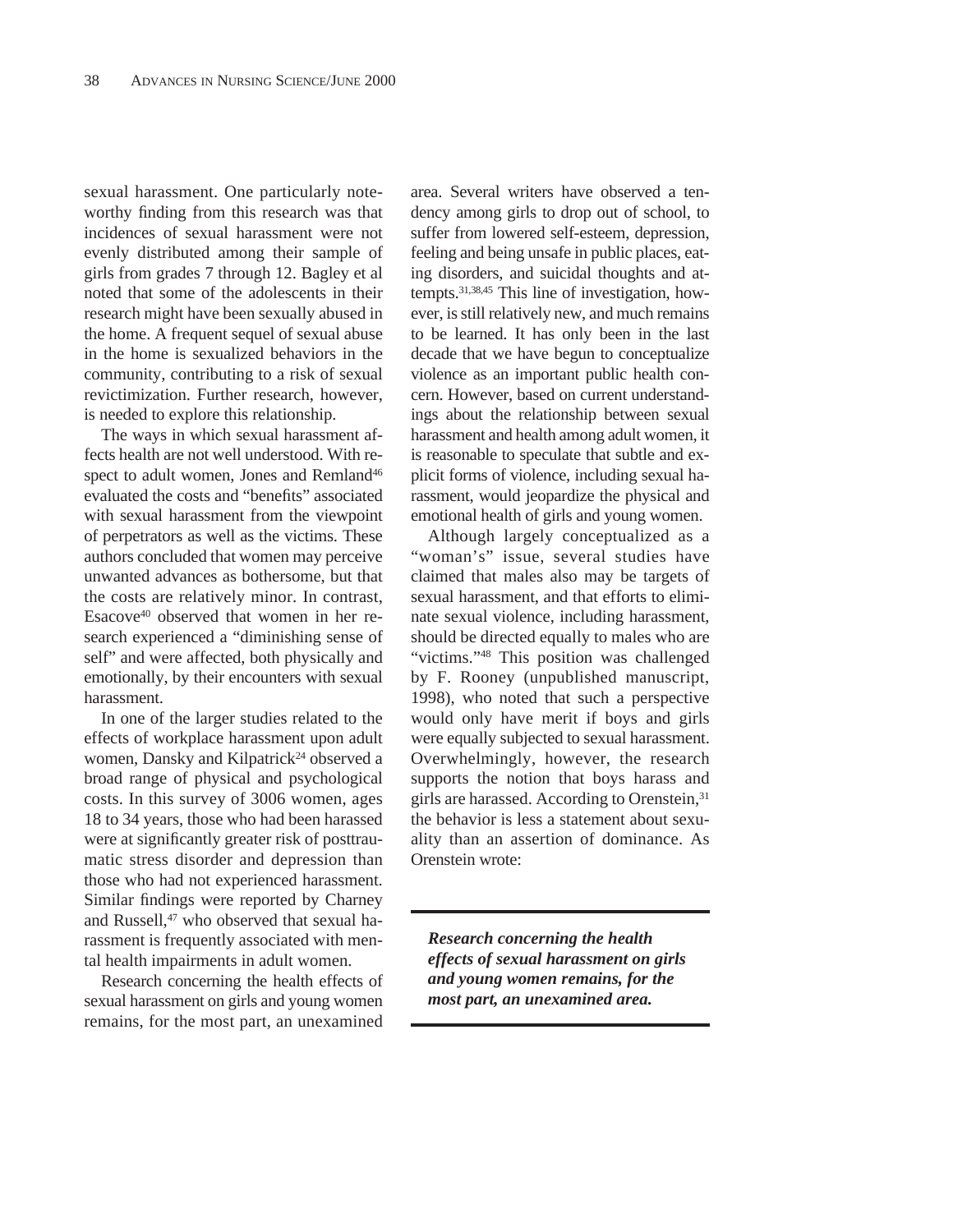sexual harassment. One particularly noteworthy finding from this research was that incidences of sexual harassment were not evenly distributed among their sample of girls from grades 7 through 12. Bagley et al noted that some of the adolescents in their research might have been sexually abused in the home. A frequent sequel of sexual abuse in the home is sexualized behaviors in the community, contributing to a risk of sexual revictimization. Further research, however, is needed to explore this relationship.

The ways in which sexual harassment affects health are not well understood. With respect to adult women, Jones and Remland[46] evaluated the costs and "benefits" associated with sexual harassment from the viewpoint of perpetrators as well as the victims. These authors concluded that women may perceive unwanted advances as bothersome, but that the costs are relatively minor. In contrast, Esacove[40] observed that women in her research experienced a "diminishing sense of self" and were affected, both physically and emotionally, by their encounters with sexual harassment.

In one of the larger studies related to the effects of workplace harassment upon adult women, Dansky and Kilpatrick[24] observed a broad range of physical and psychological costs. In this survey of 3006 women, ages 18 to 34 years, those who had been harassed were at significantly greater risk of posttraumatic stress disorder and depression than those who had not experienced harassment. Similar findings were reported by Charney and Russell,[47] who observed that sexual harassment is frequently associated with mental health impairments in adult women.

Research concerning the health effects of sexual harassment on girls and young women remains, for the most part, an unexamined area. Several writers have observed a tendency among girls to drop out of school, to suffer from lowered self-esteem, depression, feeling and being unsafe in public places, eating disorders, and suicidal thoughts and attempts.[31,38,45] This line of investigation, however, is still relatively new, and much remains to be learned. It has only been in the last decade that we have begun to conceptualize violence as an important public health concern. However, based on current understandings about the relationship between sexual harassment and health among adult women, it is reasonable to speculate that subtle and explicit forms of violence, including sexual harassment, would jeopardize the physical and emotional health of girls and young women.

Although largely conceptualized as a "woman's" issue, several studies have claimed that males also may be targets of sexual harassment, and that efforts to eliminate sexual violence, including harassment, should be directed equally to males who are "victims."[48] This position was challenged by F. Rooney (unpublished manuscript, 1998), who noted that such a perspective would only have merit if boys and girls were equally subjected to sexual harassment. Overwhelmingly, however, the research supports the notion that boys harass and girls are harassed. According to Orenstein,[31] the behavior is less a statement about sexuality than an assertion of dominance. As Orenstein wrote:

> ***Research concerning the health effects of sexual harassment on girls and young women remains, for the most part, an unexamined area.***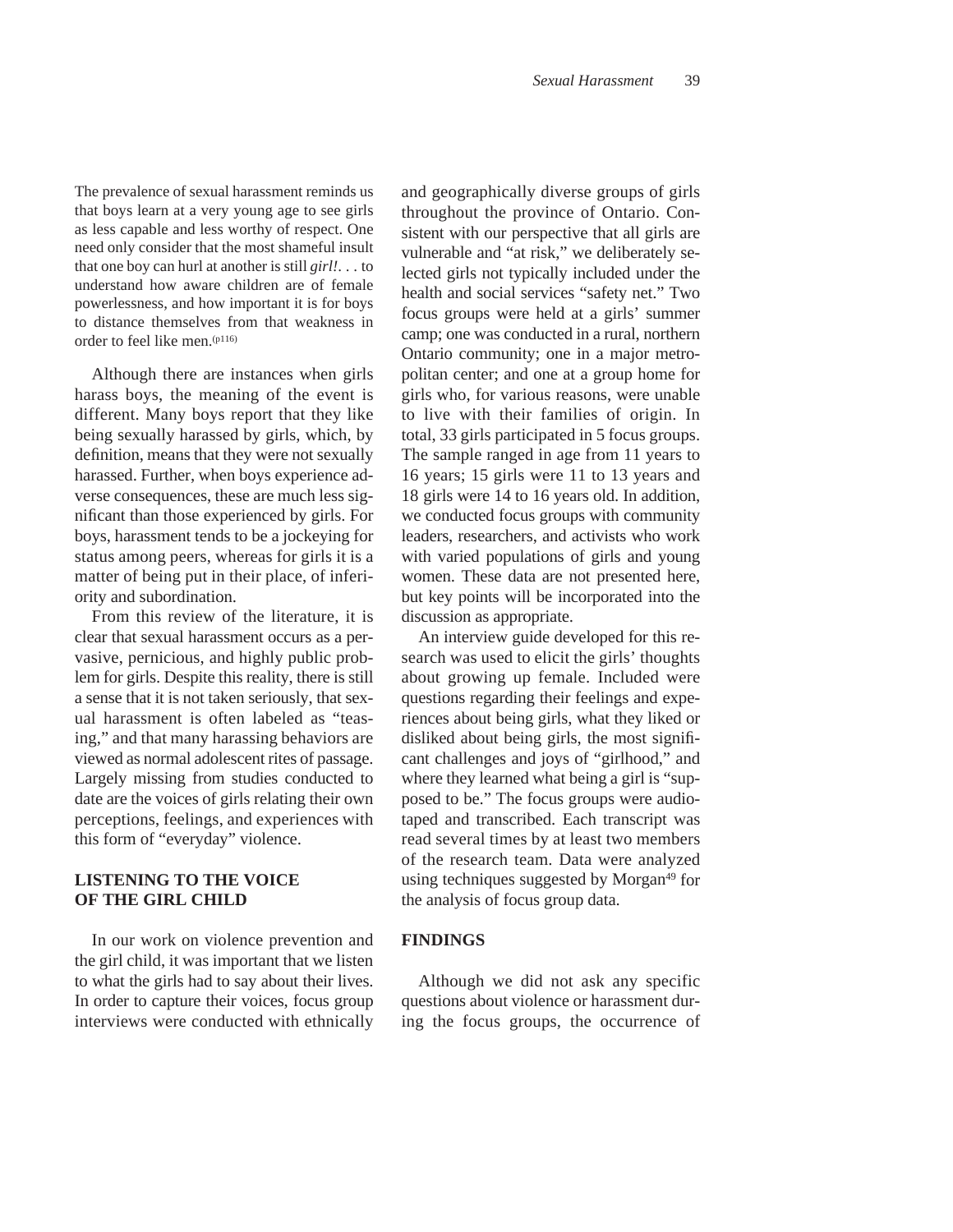> The prevalence of sexual harassment reminds us that boys learn at a very young age to see girls as less capable and less worthy of respect. One need only consider that the most shameful insult that one boy can hurl at another is still *girl!*. . . to understand how aware children are of female powerlessness, and how important it is for boys to distance themselves from that weakness in order to feel like men.(p116)

Although there are instances when girls harass boys, the meaning of the event is different. Many boys report that they like being sexually harassed by girls, which, by definition, means that they were not sexually harassed. Further, when boys experience adverse consequences, these are much less significant than those experienced by girls. For boys, harassment tends to be a jockeying for status among peers, whereas for girls it is a matter of being put in their place, of inferiority and subordination.

From this review of the literature, it is clear that sexual harassment occurs as a pervasive, pernicious, and highly public problem for girls. Despite this reality, there is still a sense that it is not taken seriously, that sexual harassment is often labeled as "teasing," and that many harassing behaviors are viewed as normal adolescent rites of passage. Largely missing from studies conducted to date are the voices of girls relating their own perceptions, feelings, and experiences with this form of "everyday" violence.

## LISTENING TO THE VOICE OF THE GIRL CHILD

In our work on violence prevention and the girl child, it was important that we listen to what the girls had to say about their lives. In order to capture their voices, focus group interviews were conducted with ethnically and geographically diverse groups of girls throughout the province of Ontario. Consistent with our perspective that all girls are vulnerable and "at risk," we deliberately selected girls not typically included under the health and social services "safety net." Two focus groups were held at a girls' summer camp; one was conducted in a rural, northern Ontario community; one in a major metropolitan center; and one at a group home for girls who, for various reasons, were unable to live with their families of origin. In total, 33 girls participated in 5 focus groups. The sample ranged in age from 11 years to 16 years; 15 girls were 11 to 13 years and 18 girls were 14 to 16 years old. In addition, we conducted focus groups with community leaders, researchers, and activists who work with varied populations of girls and young women. These data are not presented here, but key points will be incorporated into the discussion as appropriate.

An interview guide developed for this research was used to elicit the girls' thoughts about growing up female. Included were questions regarding their feelings and experiences about being girls, what they liked or disliked about being girls, the most significant challenges and joys of "girlhood," and where they learned what being a girl is "supposed to be." The focus groups were audiotaped and transcribed. Each transcript was read several times by at least two members of the research team. Data were analyzed using techniques suggested by Morgan[49] for the analysis of focus group data.

## FINDINGS

Although we did not ask any specific questions about violence or harassment during the focus groups, the occurrence of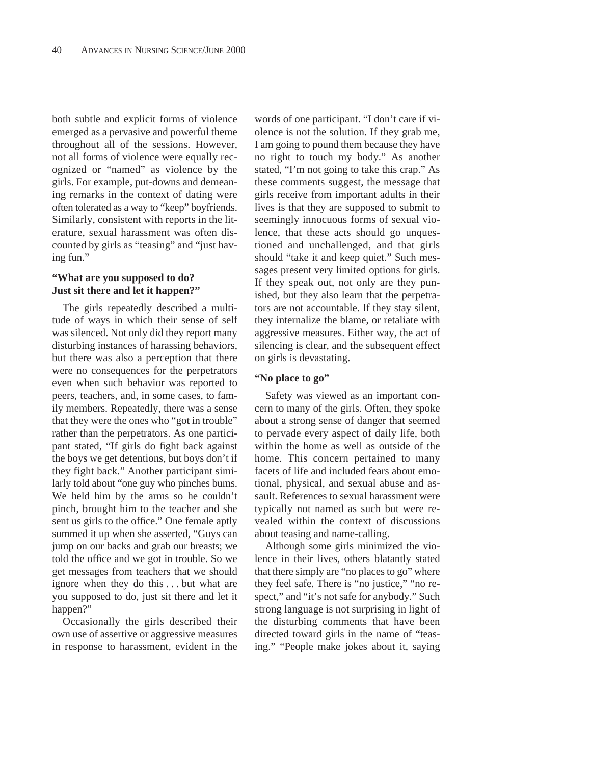both subtle and explicit forms of violence emerged as a pervasive and powerful theme throughout all of the sessions. However, not all forms of violence were equally recognized or "named" as violence by the girls. For example, put-downs and demeaning remarks in the context of dating were often tolerated as a way to "keep" boyfriends. Similarly, consistent with reports in the literature, sexual harassment was often discounted by girls as "teasing" and "just having fun."

### "What are you supposed to do? Just sit there and let it happen?"

The girls repeatedly described a multitude of ways in which their sense of self was silenced. Not only did they report many disturbing instances of harassing behaviors, but there was also a perception that there were no consequences for the perpetrators even when such behavior was reported to peers, teachers, and, in some cases, to family members. Repeatedly, there was a sense that they were the ones who "got in trouble" rather than the perpetrators. As one participant stated, "If girls do fight back against the boys we get detentions, but boys don't if they fight back." Another participant similarly told about "one guy who pinches bums. We held him by the arms so he couldn't pinch, brought him to the teacher and she sent us girls to the office." One female aptly summed it up when she asserted, "Guys can jump on our backs and grab our breasts; we told the office and we got in trouble. So we get messages from teachers that we should ignore when they do this . . . but what are you supposed to do, just sit there and let it happen?"

Occasionally the girls described their own use of assertive or aggressive measures in response to harassment, evident in the words of one participant. "I don't care if violence is not the solution. If they grab me, I am going to pound them because they have no right to touch my body." As another stated, "I'm not going to take this crap." As these comments suggest, the message that girls receive from important adults in their lives is that they are supposed to submit to seemingly innocuous forms of sexual violence, that these acts should go unquestioned and unchallenged, and that girls should "take it and keep quiet." Such messages present very limited options for girls. If they speak out, not only are they punished, but they also learn that the perpetrators are not accountable. If they stay silent, they internalize the blame, or retaliate with aggressive measures. Either way, the act of silencing is clear, and the subsequent effect on girls is devastating.

### "No place to go"

Safety was viewed as an important concern to many of the girls. Often, they spoke about a strong sense of danger that seemed to pervade every aspect of daily life, both within the home as well as outside of the home. This concern pertained to many facets of life and included fears about emotional, physical, and sexual abuse and assault. References to sexual harassment were typically not named as such but were revealed within the context of discussions about teasing and name-calling.

Although some girls minimized the violence in their lives, others blatantly stated that there simply are "no places to go" where they feel safe. There is "no justice," "no respect," and "it's not safe for anybody." Such strong language is not surprising in light of the disturbing comments that have been directed toward girls in the name of "teasing." "People make jokes about it, saying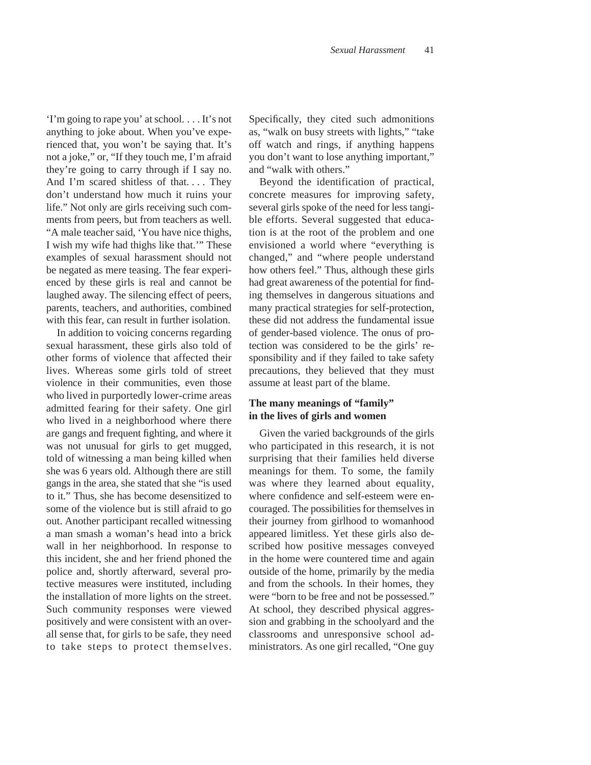'I'm going to rape you' at school. . . . It's not anything to joke about. When you've experienced that, you won't be saying that. It's not a joke," or, "If they touch me, I'm afraid they're going to carry through if I say no. And I'm scared shitless of that. . . . They don't understand how much it ruins your life." Not only are girls receiving such comments from peers, but from teachers as well. "A male teacher said, 'You have nice thighs, I wish my wife had thighs like that.'" These examples of sexual harassment should not be negated as mere teasing. The fear experienced by these girls is real and cannot be laughed away. The silencing effect of peers, parents, teachers, and authorities, combined with this fear, can result in further isolation.

In addition to voicing concerns regarding sexual harassment, these girls also told of other forms of violence that affected their lives. Whereas some girls told of street violence in their communities, even those who lived in purportedly lower-crime areas admitted fearing for their safety. One girl who lived in a neighborhood where there are gangs and frequent fighting, and where it was not unusual for girls to get mugged, told of witnessing a man being killed when she was 6 years old. Although there are still gangs in the area, she stated that she "is used to it." Thus, she has become desensitized to some of the violence but is still afraid to go out. Another participant recalled witnessing a man smash a woman's head into a brick wall in her neighborhood. In response to this incident, she and her friend phoned the police and, shortly afterward, several protective measures were instituted, including the installation of more lights on the street. Such community responses were viewed positively and were consistent with an overall sense that, for girls to be safe, they need to take steps to protect themselves. Specifically, they cited such admonitions as, "walk on busy streets with lights," "take off watch and rings, if anything happens you don't want to lose anything important," and "walk with others."

Beyond the identification of practical, concrete measures for improving safety, several girls spoke of the need for less tangible efforts. Several suggested that education is at the root of the problem and one envisioned a world where "everything is changed," and "where people understand how others feel." Thus, although these girls had great awareness of the potential for finding themselves in dangerous situations and many practical strategies for self-protection, these did not address the fundamental issue of gender-based violence. The onus of protection was considered to be the girls' responsibility and if they failed to take safety precautions, they believed that they must assume at least part of the blame.

### The many meanings of "family" in the lives of girls and women

Given the varied backgrounds of the girls who participated in this research, it is not surprising that their families held diverse meanings for them. To some, the family was where they learned about equality, where confidence and self-esteem were encouraged. The possibilities for themselves in their journey from girlhood to womanhood appeared limitless. Yet these girls also described how positive messages conveyed in the home were countered time and again outside of the home, primarily by the media and from the schools. In their homes, they were "born to be free and not be possessed." At school, they described physical aggression and grabbing in the schoolyard and the classrooms and unresponsive school administrators. As one girl recalled, "One guy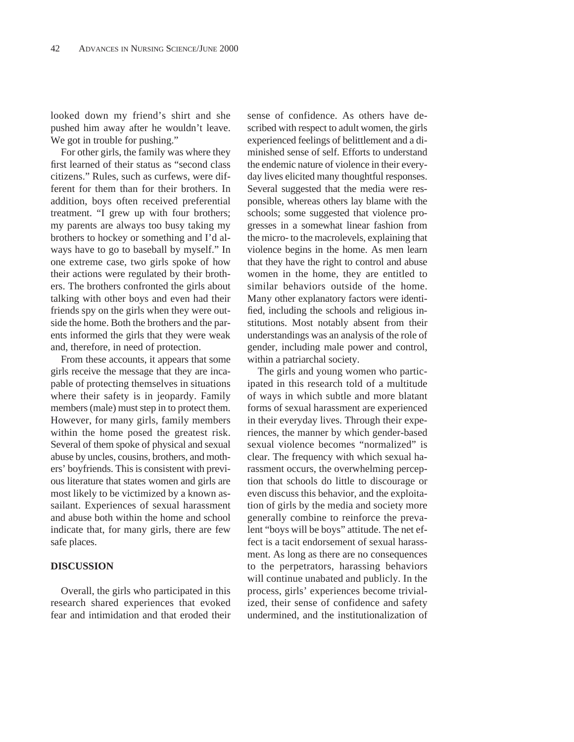looked down my friend's shirt and she pushed him away after he wouldn't leave. We got in trouble for pushing."

For other girls, the family was where they first learned of their status as "second class citizens." Rules, such as curfews, were different for them than for their brothers. In addition, boys often received preferential treatment. "I grew up with four brothers; my parents are always too busy taking my brothers to hockey or something and I'd always have to go to baseball by myself." In one extreme case, two girls spoke of how their actions were regulated by their brothers. The brothers confronted the girls about talking with other boys and even had their friends spy on the girls when they were outside the home. Both the brothers and the parents informed the girls that they were weak and, therefore, in need of protection.

From these accounts, it appears that some girls receive the message that they are incapable of protecting themselves in situations where their safety is in jeopardy. Family members (male) must step in to protect them. However, for many girls, family members within the home posed the greatest risk. Several of them spoke of physical and sexual abuse by uncles, cousins, brothers, and mothers' boyfriends. This is consistent with previous literature that states women and girls are most likely to be victimized by a known assailant. Experiences of sexual harassment and abuse both within the home and school indicate that, for many girls, there are few safe places.

## DISCUSSION

Overall, the girls who participated in this research shared experiences that evoked fear and intimidation and that eroded their sense of confidence. As others have described with respect to adult women, the girls experienced feelings of belittlement and a diminished sense of self. Efforts to understand the endemic nature of violence in their everyday lives elicited many thoughtful responses. Several suggested that the media were responsible, whereas others lay blame with the schools; some suggested that violence progresses in a somewhat linear fashion from the micro- to the macrolevels, explaining that violence begins in the home. As men learn that they have the right to control and abuse women in the home, they are entitled to similar behaviors outside of the home. Many other explanatory factors were identified, including the schools and religious institutions. Most notably absent from their understandings was an analysis of the role of gender, including male power and control, within a patriarchal society.

The girls and young women who participated in this research told of a multitude of ways in which subtle and more blatant forms of sexual harassment are experienced in their everyday lives. Through their experiences, the manner by which gender-based sexual violence becomes "normalized" is clear. The frequency with which sexual harassment occurs, the overwhelming perception that schools do little to discourage or even discuss this behavior, and the exploitation of girls by the media and society more generally combine to reinforce the prevalent "boys will be boys" attitude. The net effect is a tacit endorsement of sexual harassment. As long as there are no consequences to the perpetrators, harassing behaviors will continue unabated and publicly. In the process, girls' experiences become trivialized, their sense of confidence and safety undermined, and the institutionalization of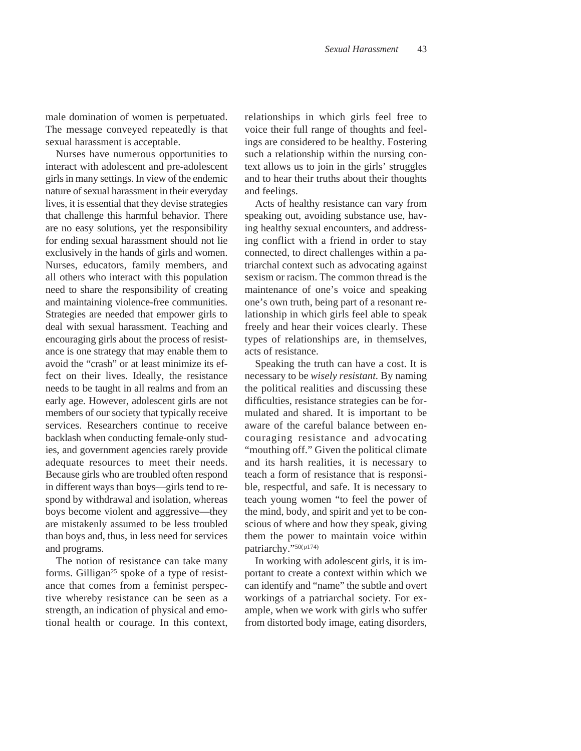male domination of women is perpetuated. The message conveyed repeatedly is that sexual harassment is acceptable.

Nurses have numerous opportunities to interact with adolescent and pre-adolescent girls in many settings. In view of the endemic nature of sexual harassment in their everyday lives, it is essential that they devise strategies that challenge this harmful behavior. There are no easy solutions, yet the responsibility for ending sexual harassment should not lie exclusively in the hands of girls and women. Nurses, educators, family members, and all others who interact with this population need to share the responsibility of creating and maintaining violence-free communities. Strategies are needed that empower girls to deal with sexual harassment. Teaching and encouraging girls about the process of resistance is one strategy that may enable them to avoid the "crash" or at least minimize its effect on their lives. Ideally, the resistance needs to be taught in all realms and from an early age. However, adolescent girls are not members of our society that typically receive services. Researchers continue to receive backlash when conducting female-only studies, and government agencies rarely provide adequate resources to meet their needs. Because girls who are troubled often respond in different ways than boys—girls tend to respond by withdrawal and isolation, whereas boys become violent and aggressive—they are mistakenly assumed to be less troubled than boys and, thus, in less need for services and programs.

The notion of resistance can take many forms. Gilligan[25] spoke of a type of resistance that comes from a feminist perspective whereby resistance can be seen as a strength, an indication of physical and emotional health or courage. In this context, relationships in which girls feel free to voice their full range of thoughts and feelings are considered to be healthy. Fostering such a relationship within the nursing context allows us to join in the girls' struggles and to hear their truths about their thoughts and feelings.

Acts of healthy resistance can vary from speaking out, avoiding substance use, having healthy sexual encounters, and addressing conflict with a friend in order to stay connected, to direct challenges within a patriarchal context such as advocating against sexism or racism. The common thread is the maintenance of one's voice and speaking one's own truth, being part of a resonant relationship in which girls feel able to speak freely and hear their voices clearly. These types of relationships are, in themselves, acts of resistance.

Speaking the truth can have a cost. It is necessary to be *wisely resistant*. By naming the political realities and discussing these difficulties, resistance strategies can be formulated and shared. It is important to be aware of the careful balance between encouraging resistance and advocating "mouthing off." Given the political climate and its harsh realities, it is necessary to teach a form of resistance that is responsible, respectful, and safe. It is necessary to teach young women "to feel the power of the mind, body, and spirit and yet to be conscious of where and how they speak, giving them the power to maintain voice within patriarchy."[50(p174)]

In working with adolescent girls, it is important to create a context within which we can identify and "name" the subtle and overt workings of a patriarchal society. For example, when we work with girls who suffer from distorted body image, eating disorders,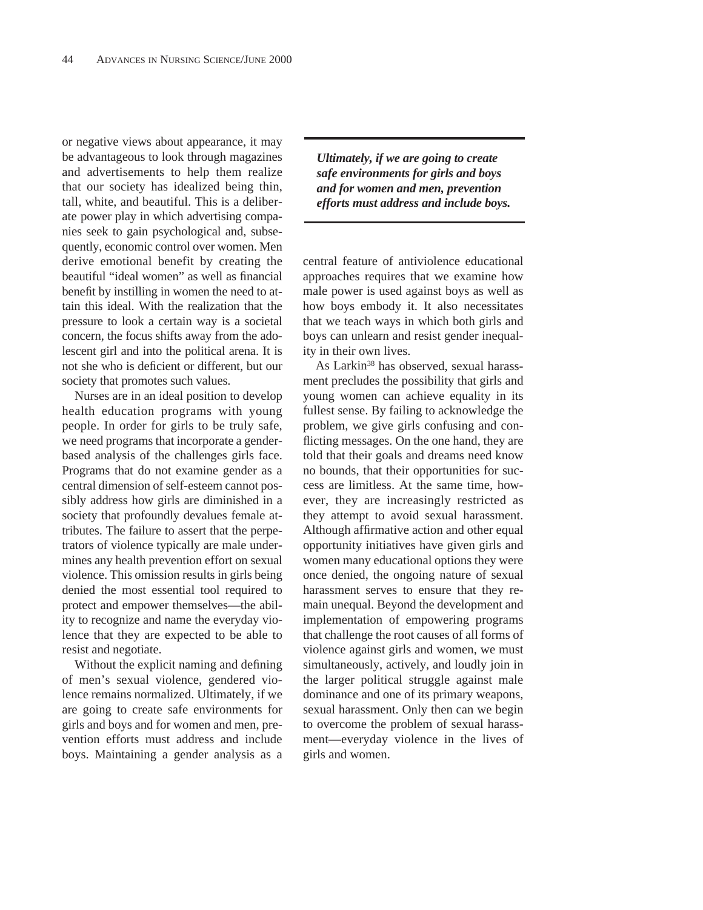or negative views about appearance, it may be advantageous to look through magazines and advertisements to help them realize that our society has idealized being thin, tall, white, and beautiful. This is a deliberate power play in which advertising companies seek to gain psychological and, subsequently, economic control over women. Men derive emotional benefit by creating the beautiful "ideal women" as well as financial benefit by instilling in women the need to attain this ideal. With the realization that the pressure to look a certain way is a societal concern, the focus shifts away from the adolescent girl and into the political arena. It is not she who is deficient or different, but our society that promotes such values.

Nurses are in an ideal position to develop health education programs with young people. In order for girls to be truly safe, we need programs that incorporate a gender-based analysis of the challenges girls face. Programs that do not examine gender as a central dimension of self-esteem cannot possibly address how girls are diminished in a society that profoundly devalues female attributes. The failure to assert that the perpetrators of violence typically are male undermines any health prevention effort on sexual violence. This omission results in girls being denied the most essential tool required to protect and empower themselves—the ability to recognize and name the everyday violence that they are expected to be able to resist and negotiate.

Without the explicit naming and defining of men's sexual violence, gendered violence remains normalized. Ultimately, if we are going to create safe environments for girls and boys and for women and men, prevention efforts must address and include boys. Maintaining a gender analysis as a central feature of antiviolence educational approaches requires that we examine how male power is used against boys as well as how boys embody it. It also necessitates that we teach ways in which both girls and boys can unlearn and resist gender inequality in their own lives.

As Larkin[38] has observed, sexual harassment precludes the possibility that girls and young women can achieve equality in its fullest sense. By failing to acknowledge the problem, we give girls confusing and conflicting messages. On the one hand, they are told that their goals and dreams need know no bounds, that their opportunities for success are limitless. At the same time, however, they are increasingly restricted as they attempt to avoid sexual harassment. Although affirmative action and other equal opportunity initiatives have given girls and women many educational options they were once denied, the ongoing nature of sexual harassment serves to ensure that they remain unequal. Beyond the development and implementation of empowering programs that challenge the root causes of all forms of violence against girls and women, we must simultaneously, actively, and loudly join in the larger political struggle against male dominance and one of its primary weapons, sexual harassment. Only then can we begin to overcome the problem of sexual harassment—everyday violence in the lives of girls and women.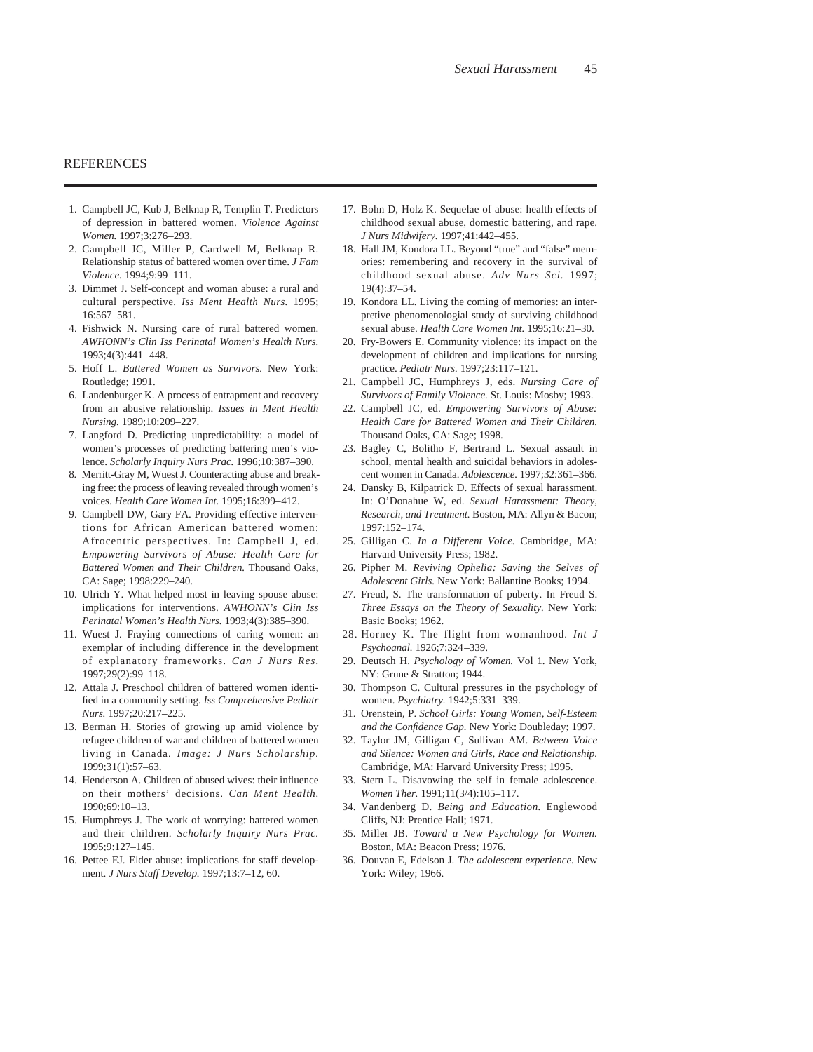## REFERENCES

1. Campbell JC, Kub J, Belknap R, Templin T. Predictors of depression in battered women. *Violence Against Women.* 1997;3:276–293.
2. Campbell JC, Miller P, Cardwell M, Belknap R. Relationship status of battered women over time. *J Fam Violence.* 1994;9:99–111.
3. Dimmet J. Self-concept and woman abuse: a rural and cultural perspective. *Iss Ment Health Nurs.* 1995; 16:567–581.
4. Fishwick N. Nursing care of rural battered women. *AWHONN's Clin Iss Perinatal Women's Health Nurs.* 1993;4(3):441–448.
5. Hoff L. *Battered Women as Survivors.* New York: Routledge; 1991.
6. Landenburger K. A process of entrapment and recovery from an abusive relationship. *Issues in Ment Health Nursing.* 1989;10:209–227.
7. Langford D. Predicting unpredictability: a model of women's processes of predicting battering men's violence. *Scholarly Inquiry Nurs Prac.* 1996;10:387–390.
8. Merritt-Gray M, Wuest J. Counteracting abuse and breaking free: the process of leaving revealed through women's voices. *Health Care Women Int.* 1995;16:399–412.
9. Campbell DW, Gary FA. Providing effective interventions for African American battered women: Afrocentric perspectives. In: Campbell J, ed. *Empowering Survivors of Abuse: Health Care for Battered Women and Their Children.* Thousand Oaks, CA: Sage; 1998:229–240.
10. Ulrich Y. What helped most in leaving spouse abuse: implications for interventions. *AWHONN's Clin Iss Perinatal Women's Health Nurs.* 1993;4(3):385–390.
11. Wuest J. Fraying connections of caring women: an exemplar of including difference in the development of explanatory frameworks. *Can J Nurs Res.* 1997;29(2):99–118.
12. Attala J. Preschool children of battered women identified in a community setting. *Iss Comprehensive Pediatr Nurs.* 1997;20:217–225.
13. Berman H. Stories of growing up amid violence by refugee children of war and children of battered women living in Canada. *Image: J Nurs Scholarship.* 1999;31(1):57–63.
14. Henderson A. Children of abused wives: their influence on their mothers' decisions. *Can Ment Health.* 1990;69:10–13.
15. Humphreys J. The work of worrying: battered women and their children. *Scholarly Inquiry Nurs Prac.* 1995;9:127–145.
16. Pettee EJ. Elder abuse: implications for staff development. *J Nurs Staff Develop.* 1997;13:7–12, 60.
17. Bohn D, Holz K. Sequelae of abuse: health effects of childhood sexual abuse, domestic battering, and rape. *J Nurs Midwifery.* 1997;41:442–455.
18. Hall JM, Kondora LL. Beyond "true" and "false" memories: remembering and recovery in the survival of childhood sexual abuse. *Adv Nurs Sci.* 1997; 19(4):37–54.
19. Kondora LL. Living the coming of memories: an interpretive phenomenologial study of surviving childhood sexual abuse. *Health Care Women Int.* 1995;16:21–30.
20. Fry-Bowers E. Community violence: its impact on the development of children and implications for nursing practice. *Pediatr Nurs.* 1997;23:117–121.
21. Campbell JC, Humphreys J, eds. *Nursing Care of Survivors of Family Violence.* St. Louis: Mosby; 1993.
22. Campbell JC, ed. *Empowering Survivors of Abuse: Health Care for Battered Women and Their Children.* Thousand Oaks, CA: Sage; 1998.
23. Bagley C, Bolitho F, Bertrand L. Sexual assault in school, mental health and suicidal behaviors in adolescent women in Canada. *Adolescence.* 1997;32:361–366.
24. Dansky B, Kilpatrick D. Effects of sexual harassment. In: O'Donahue W, ed. *Sexual Harassment: Theory, Research, and Treatment.* Boston, MA: Allyn & Bacon; 1997:152–174.
25. Gilligan C. *In a Different Voice.* Cambridge, MA: Harvard University Press; 1982.
26. Pipher M. *Reviving Ophelia: Saving the Selves of Adolescent Girls.* New York: Ballantine Books; 1994.
27. Freud, S. The transformation of puberty. In Freud S. *Three Essays on the Theory of Sexuality.* New York: Basic Books; 1962.
28. Horney K. The flight from womanhood. *Int J Psychoanal.* 1926;7:324–339.
29. Deutsch H. *Psychology of Women.* Vol 1. New York, NY: Grune & Stratton; 1944.
30. Thompson C. Cultural pressures in the psychology of women. *Psychiatry.* 1942;5:331–339.
31. Orenstein, P. *School Girls: Young Women, Self-Esteem and the Confidence Gap.* New York: Doubleday; 1997.
32. Taylor JM, Gilligan C, Sullivan AM. *Between Voice and Silence: Women and Girls, Race and Relationship.* Cambridge, MA: Harvard University Press; 1995.
33. Stern L. Disavowing the self in female adolescence. *Women Ther.* 1991;11(3/4):105–117.
34. Vandenberg D. *Being and Education.* Englewood Cliffs, NJ: Prentice Hall; 1971.
35. Miller JB. *Toward a New Psychology for Women.* Boston, MA: Beacon Press; 1976.
36. Douvan E, Edelson J. *The adolescent experience.* New York: Wiley; 1966.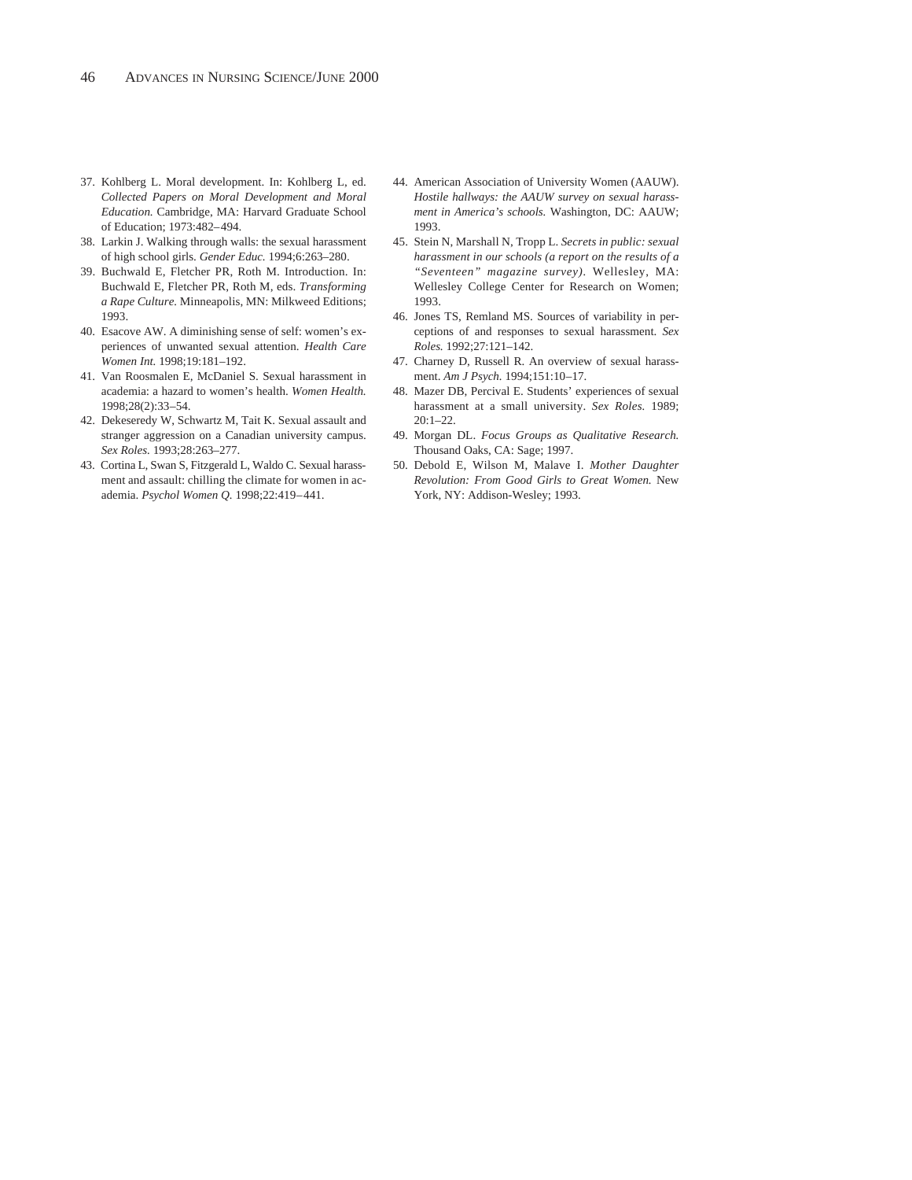37. Kohlberg L. Moral development. In: Kohlberg L, ed. *Collected Papers on Moral Development and Moral Education.* Cambridge, MA: Harvard Graduate School of Education; 1973:482–494.
38. Larkin J. Walking through walls: the sexual harassment of high school girls. *Gender Educ.* 1994;6:263–280.
39. Buchwald E, Fletcher PR, Roth M. Introduction. In: Buchwald E, Fletcher PR, Roth M, eds. *Transforming a Rape Culture.* Minneapolis, MN: Milkweed Editions; 1993.
40. Esacove AW. A diminishing sense of self: women's experiences of unwanted sexual attention. *Health Care Women Int.* 1998;19:181–192.
41. Van Roosmalen E, McDaniel S. Sexual harassment in academia: a hazard to women's health. *Women Health.* 1998;28(2):33–54.
42. Dekeseredy W, Schwartz M, Tait K. Sexual assault and stranger aggression on a Canadian university campus. *Sex Roles.* 1993;28:263–277.
43. Cortina L, Swan S, Fitzgerald L, Waldo C. Sexual harassment and assault: chilling the climate for women in academia. *Psychol Women Q.* 1998;22:419–441.
44. American Association of University Women (AAUW). *Hostile hallways: the AAUW survey on sexual harassment in America's schools.* Washington, DC: AAUW; 1993.
45. Stein N, Marshall N, Tropp L. *Secrets in public: sexual harassment in our schools (a report on the results of a "Seventeen" magazine survey).* Wellesley, MA: Wellesley College Center for Research on Women; 1993.
46. Jones TS, Remland MS. Sources of variability in perceptions of and responses to sexual harassment. *Sex Roles.* 1992;27:121–142.
47. Charney D, Russell R. An overview of sexual harassment. *Am J Psych.* 1994;151:10–17.
48. Mazer DB, Percival E. Students' experiences of sexual harassment at a small university. *Sex Roles.* 1989; 20:1–22.
49. Morgan DL. *Focus Groups as Qualitative Research.* Thousand Oaks, CA: Sage; 1997.
50. Debold E, Wilson M, Malave I. *Mother Daughter Revolution: From Good Girls to Great Women.* New York, NY: Addison-Wesley; 1993.